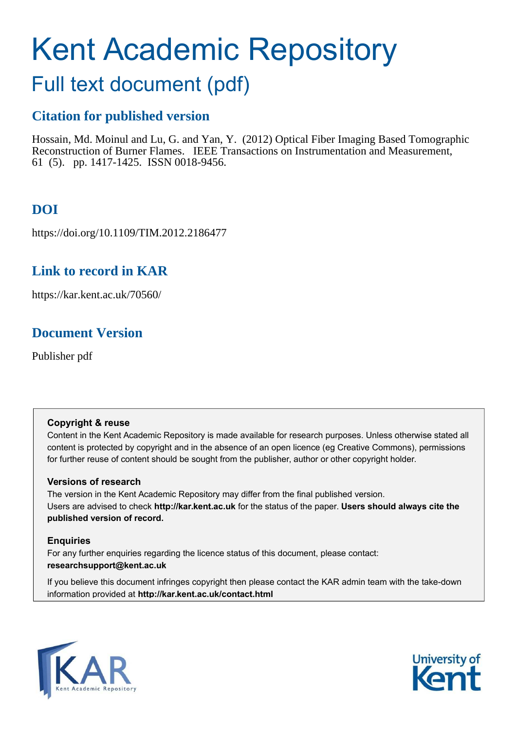# Kent Academic Repository

## Full text document (pdf)

### Citation for published version

Hossain, Md. Moinul and Lu, G. and Yan, Y. (2012) Optical Fiber Imaging Based Tomographic Reconstruction of Burner Flames. IEEE Transactions on Instrumentation and Measurement, 61 (5). pp. 1417-1425. ISSN 0018-9456.

### DOI

https://doi.org/10.1109/TIM.2012.2186477

### Link to record in KAR

https://kar.kent.ac.uk/70560/

### Document Version

Publisher pdf

**Copyright & reuse**

Content in the Kent Academic Repository is made available for research purposes. Unless otherwise stated all content is protected by copyright and in the absence of an open licence (eg Creative Commons), permissions for further reuse of content should be sought from the publisher, author or other copyright holder.

**Versions of research**

The version in the Kent Academic Repository may differ from the final published version. Users are advised to check **http://kar.kent.ac.uk** for the status of the paper. **Users should always cite the published version of record.**

**Enquiries**

For any further enquiries regarding the licence status of this document, please contact: **researchsupport@kent.ac.uk**

If you believe this document infringes copyright then please contact the KAR admin team with the take-down information provided at **http://kar.kent.ac.uk/contact.html**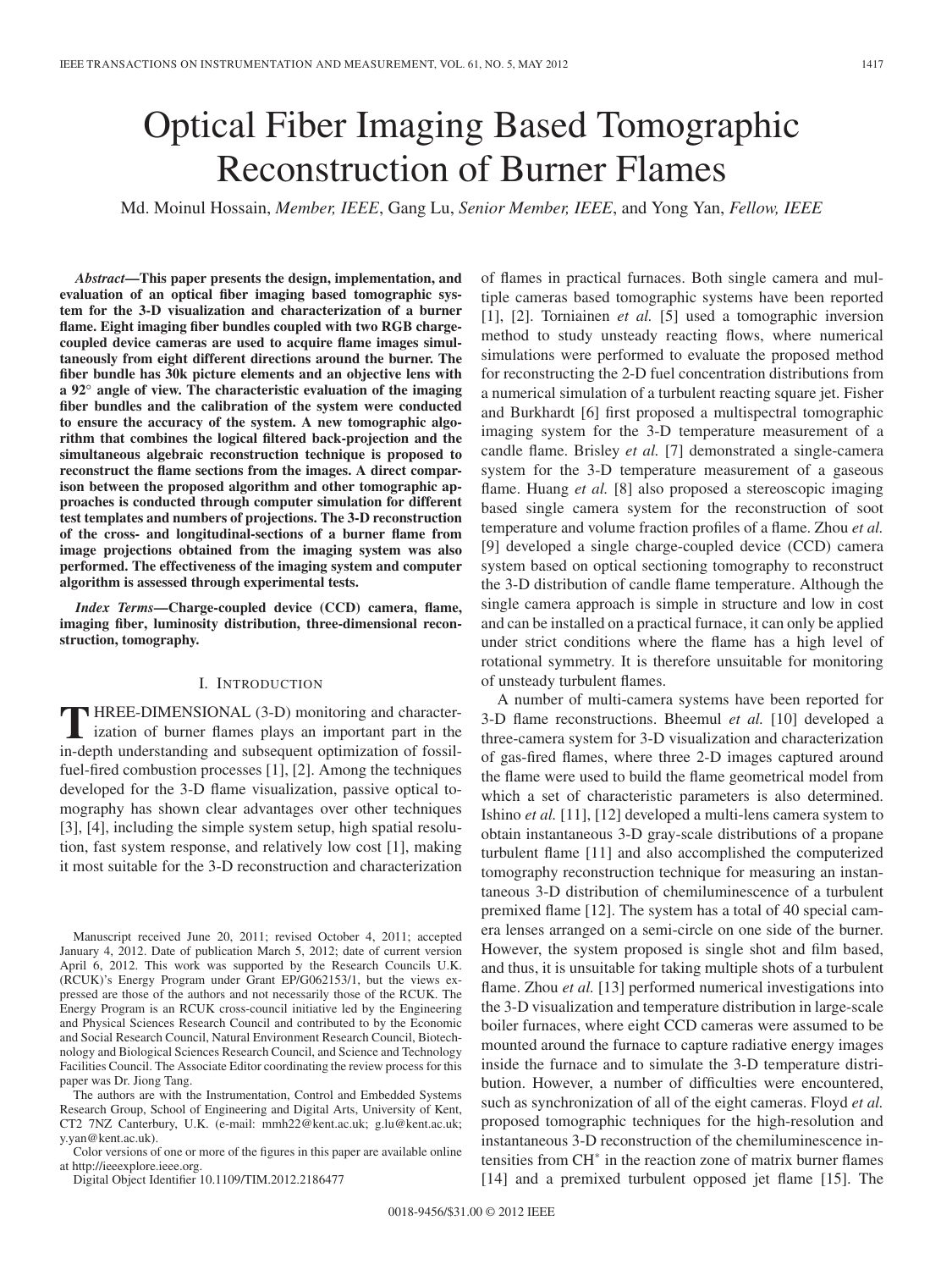# Optical Fiber Imaging Based Tomographic Reconstruction of Burner Flames

Md. Moinul Hossain, *Member, IEEE*, Gang Lu, *Senior Member, IEEE*, and Yong Yan, *Fellow, IEEE*

***Abstract*—This paper presents the design, implementation, and evaluation of an optical fiber imaging based tomographic system for the 3-D visualization and characterization of a burner flame. Eight imaging fiber bundles coupled with two RGB charge-coupled device cameras are used to acquire flame images simultaneously from eight different directions around the burner. The fiber bundle has 30k picture elements and an objective lens with a 92° angle of view. The characteristic evaluation of the imaging fiber bundles and the calibration of the system were conducted to ensure the accuracy of the system. A new tomographic algorithm that combines the logical filtered back-projection and the simultaneous algebraic reconstruction technique is proposed to reconstruct the flame sections from the images. A direct comparison between the proposed algorithm and other tomographic approaches is conducted through computer simulation for different test templates and numbers of projections. The 3-D reconstruction of the cross- and longitudinal-sections of a burner flame from image projections obtained from the imaging system was also performed. The effectiveness of the imaging system and computer algorithm is assessed through experimental tests.**

***Index Terms*—Charge-coupled device (CCD) camera, flame, imaging fiber, luminosity distribution, three-dimensional reconstruction, tomography.**

## I. Introduction

THREE-DIMENSIONAL (3-D) monitoring and characterization of burner flames plays an important part in the in-depth understanding and subsequent optimization of fossil-fuel-fired combustion processes [1], [2]. Among the techniques developed for the 3-D flame visualization, passive optical tomography has shown clear advantages over other techniques [3], [4], including the simple system setup, high spatial resolution, fast system response, and relatively low cost [1], making it most suitable for the 3-D reconstruction and characterization of flames in practical furnaces. Both single camera and multiple cameras based tomographic systems have been reported [1], [2]. Torniainen *et al.* [5] used a tomographic inversion method to study unsteady reacting flows, where numerical simulations were performed to evaluate the proposed method for reconstructing the 2-D fuel concentration distributions from a numerical simulation of a turbulent reacting square jet. Fisher and Burkhardt [6] first proposed a multispectral tomographic imaging system for the 3-D temperature measurement of a candle flame. Brisley *et al.* [7] demonstrated a single-camera system for the 3-D temperature measurement of a gaseous flame. Huang *et al.* [8] also proposed a stereoscopic imaging based single camera system for the reconstruction of soot temperature and volume fraction profiles of a flame. Zhou *et al.* [9] developed a single charge-coupled device (CCD) camera system based on optical sectioning tomography to reconstruct the 3-D distribution of candle flame temperature. Although the single camera approach is simple in structure and low in cost and can be installed on a practical furnace, it can only be applied under strict conditions where the flame has a high level of rotational symmetry. It is therefore unsuitable for monitoring of unsteady turbulent flames.

A number of multi-camera systems have been reported for 3-D flame reconstructions. Bheemul *et al.* [10] developed a three-camera system for 3-D visualization and characterization of gas-fired flames, where three 2-D images captured around the flame were used to build the flame geometrical model from which a set of characteristic parameters is also determined. Ishino *et al.* [11], [12] developed a multi-lens camera system to obtain instantaneous 3-D gray-scale distributions of a propane turbulent flame [11] and also accomplished the computerized tomography reconstruction technique for measuring an instantaneous 3-D distribution of chemiluminescence of a turbulent premixed flame [12]. The system has a total of 40 special camera lenses arranged on a semi-circle on one side of the burner. However, the system proposed is single shot and film based, and thus, it is unsuitable for taking multiple shots of a turbulent flame. Zhou *et al.* [13] performed numerical investigations into the 3-D visualization and temperature distribution in large-scale boiler furnaces, where eight CCD cameras were assumed to be mounted around the furnace to capture radiative energy images inside the furnace and to simulate the 3-D temperature distribution. However, a number of difficulties were encountered, such as synchronization of all of the eight cameras. Floyd *et al.* proposed tomographic techniques for the high-resolution and instantaneous 3-D reconstruction of the chemiluminescence intensities from $CH^*$ in the reaction zone of matrix burner flames [14] and a premixed turbulent opposed jet flame [15]. The

Manuscript received June 20, 2011; revised October 4, 2011; accepted January 4, 2012. Date of publication March 5, 2012; date of current version April 6, 2012. This work was supported by the Research Councils U.K. (RCUK)'s Energy Program under Grant EP/G062153/1, but the views expressed are those of the authors and not necessarily those of the RCUK. The Energy Program is an RCUK cross-council initiative led by the Engineering and Physical Sciences Research Council and contributed to by the Economic and Social Research Council, Natural Environment Research Council, Biotechnology and Biological Sciences Research Council, and Science and Technology Facilities Council. The Associate Editor coordinating the review process for this paper was Dr. Jiong Tang.

The authors are with the Instrumentation, Control and Embedded Systems Research Group, School of Engineering and Digital Arts, University of Kent, CT2 7NZ Canterbury, U.K. (e-mail: mmh22@kent.ac.uk; g.lu@kent.ac.uk; y.yan@kent.ac.uk).

Color versions of one or more of the figures in this paper are available online at http://ieeexplore.ieee.org.

Digital Object Identifier 10.1109/TIM.2012.2186477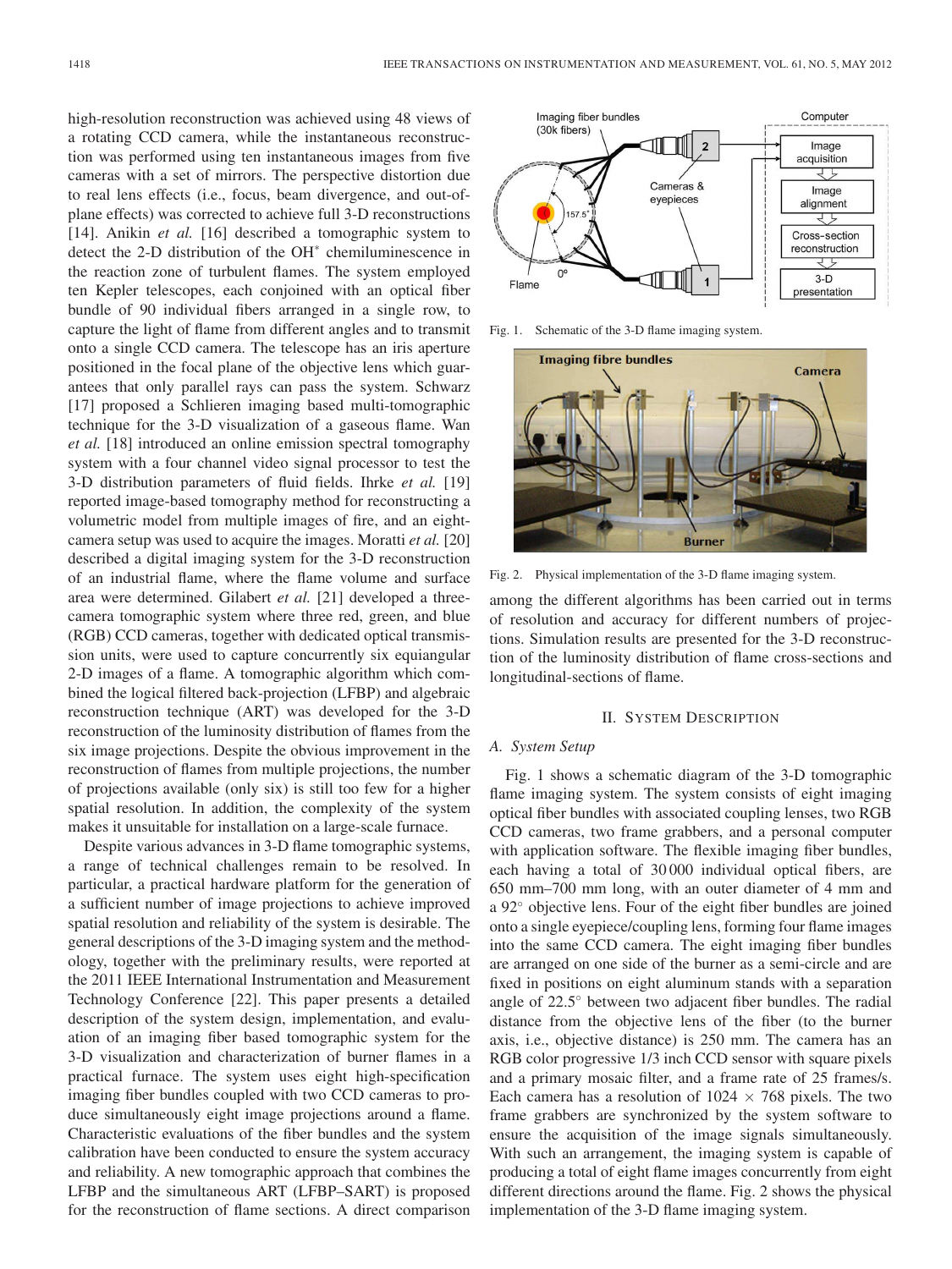high-resolution reconstruction was achieved using 48 views of a rotating CCD camera, while the instantaneous reconstruction was performed using ten instantaneous images from five cameras with a set of mirrors. The perspective distortion due to real lens effects (i.e., focus, beam divergence, and out-of-plane effects) was corrected to achieve full 3-D reconstructions [14]. Anikin *et al.* [16] described a tomographic system to detect the 2-D distribution of the OH* chemiluminescence in the reaction zone of turbulent flames. The system employed ten Kepler telescopes, each conjoined with an optical fiber bundle of 90 individual fibers arranged in a single row, to capture the light of flame from different angles and to transmit onto a single CCD camera. The telescope has an iris aperture positioned in the focal plane of the objective lens which guarantees that only parallel rays can pass the system. Schwarz [17] proposed a Schlieren imaging based multi-tomographic technique for the 3-D visualization of a gaseous flame. Wan *et al.* [18] introduced an online emission spectral tomography system with a four channel video signal processor to test the 3-D distribution parameters of fluid fields. Ihrke *et al.* [19] reported image-based tomography method for reconstructing a volumetric model from multiple images of fire, and an eight-camera setup was used to acquire the images. Moratti *et al.* [20] described a digital imaging system for the 3-D reconstruction of an industrial flame, where the flame volume and surface area were determined. Gilabert *et al.* [21] developed a three-camera tomographic system where three red, green, and blue (RGB) CCD cameras, together with dedicated optical transmission units, were used to capture concurrently six equiangular 2-D images of a flame. A tomographic algorithm which combined the logical filtered back-projection (LFBP) and algebraic reconstruction technique (ART) was developed for the 3-D reconstruction of the luminosity distribution of flames from the six image projections. Despite the obvious improvement in the reconstruction of flames from multiple projections, the number of projections available (only six) is still too few for a higher spatial resolution. In addition, the complexity of the system makes it unsuitable for installation on a large-scale furnace.

Despite various advances in 3-D flame tomographic systems, a range of technical challenges remain to be resolved. In particular, a practical hardware platform for the generation of a sufficient number of image projections to achieve improved spatial resolution and reliability of the system is desirable. The general descriptions of the 3-D imaging system and the methodology, together with the preliminary results, were reported at the 2011 IEEE International Instrumentation and Measurement Technology Conference [22]. This paper presents a detailed description of the system design, implementation, and evaluation of an imaging fiber based tomographic system for the 3-D visualization and characterization of burner flames in a practical furnace. The system uses eight high-specification imaging fiber bundles coupled with two CCD cameras to produce simultaneously eight image projections around a flame. Characteristic evaluations of the fiber bundles and the system calibration have been conducted to ensure the system accuracy and reliability. A new tomographic approach that combines the LFBP and the simultaneous ART (LFBP–SART) is proposed for the reconstruction of flame sections. A direct comparison among the different algorithms has been carried out in terms of resolution and accuracy for different numbers of projections. Simulation results are presented for the 3-D reconstruction of the luminosity distribution of flame cross-sections and longitudinal-sections of flame.

Fig. 1. Schematic of the 3-D flame imaging system.

Fig. 2. Physical implementation of the 3-D flame imaging system.

## II. System Description

### A. System Setup

Fig. 1 shows a schematic diagram of the 3-D tomographic flame imaging system. The system consists of eight imaging optical fiber bundles with associated coupling lenses, two RGB CCD cameras, two frame grabbers, and a personal computer with application software. The flexible imaging fiber bundles, each having a total of 30 000 individual optical fibers, are 650 mm–700 mm long, with an outer diameter of 4 mm and a 92° objective lens. Four of the eight fiber bundles are joined onto a single eyepiece/coupling lens, forming four flame images into the same CCD camera. The eight imaging fiber bundles are arranged on one side of the burner as a semi-circle and are fixed in positions on eight aluminum stands with a separation angle of 22.5° between two adjacent fiber bundles. The radial distance from the objective lens of the fiber (to the burner axis, i.e., objective distance) is 250 mm. The camera has an RGB color progressive 1/3 inch CCD sensor with square pixels and a primary mosaic filter, and a frame rate of 25 frames/s. Each camera has a resolution of 1024 × 768 pixels. The two frame grabbers are synchronized by the system software to ensure the acquisition of the image signals simultaneously. With such an arrangement, the imaging system is capable of producing a total of eight flame images concurrently from eight different directions around the flame. Fig. 2 shows the physical implementation of the 3-D flame imaging system.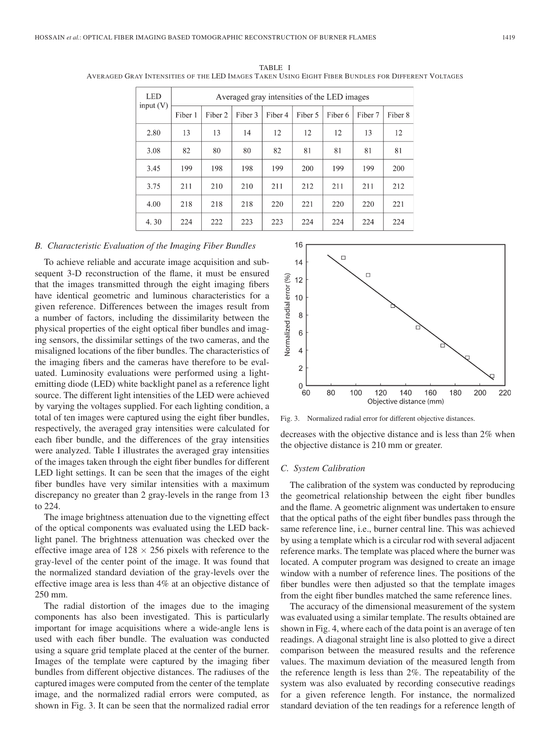TABLE I
AVERAGED GRAY INTENSITIES OF THE LED IMAGES TAKEN USING EIGHT FIBER BUNDLES FOR DIFFERENT VOLTAGES

| LED input (V) | Averaged gray intensities of the LED images | | | | | | | |
|---|---|---|---|---|---|---|---|---|
| | Fiber 1 | Fiber 2 | Fiber 3 | Fiber 4 | Fiber 5 | Fiber 6 | Fiber 7 | Fiber 8 |
| 2.80 | 13 | 13 | 14 | 12 | 12 | 12 | 13 | 12 |
| 3.08 | 82 | 80 | 80 | 82 | 81 | 81 | 81 | 81 |
| 3.45 | 199 | 198 | 198 | 199 | 200 | 199 | 199 | 200 |
| 3.75 | 211 | 210 | 210 | 211 | 212 | 211 | 211 | 212 |
| 4.00 | 218 | 218 | 218 | 220 | 221 | 220 | 220 | 221 |
| 4. 30 | 224 | 222 | 223 | 223 | 224 | 224 | 224 | 224 |

### B. Characteristic Evaluation of the Imaging Fiber Bundles

To achieve reliable and accurate image acquisition and subsequent 3-D reconstruction of the flame, it must be ensured that the images transmitted through the eight imaging fibers have identical geometric and luminous characteristics for a given reference. Differences between the images result from a number of factors, including the dissimilarity between the physical properties of the eight optical fiber bundles and imaging sensors, the dissimilar settings of the two cameras, and the misaligned locations of the fiber bundles. The characteristics of the imaging fibers and the cameras have therefore to be evaluated. Luminosity evaluations were performed using a light-emitting diode (LED) white backlight panel as a reference light source. The different light intensities of the LED were achieved by varying the voltages supplied. For each lighting condition, a total of ten images were captured using the eight fiber bundles, respectively, the averaged gray intensities were calculated for each fiber bundle, and the differences of the gray intensities were analyzed. Table I illustrates the averaged gray intensities of the images taken through the eight fiber bundles for different LED light settings. It can be seen that the images of the eight fiber bundles have very similar intensities with a maximum discrepancy no greater than 2 gray-levels in the range from 13 to 224.

The image brightness attenuation due to the vignetting effect of the optical components was evaluated using the LED backlight panel. The brightness attenuation was checked over the effective image area of $128 \times 256$ pixels with reference to the gray-level of the center point of the image. It was found that the normalized standard deviation of the gray-levels over the effective image area is less than 4% at an objective distance of 250 mm.

The radial distortion of the images due to the imaging components has also been investigated. This is particularly important for image acquisitions where a wide-angle lens is used with each fiber bundle. The evaluation was conducted using a square grid template placed at the center of the burner. Images of the template were captured by the imaging fiber bundles from different objective distances. The radiuses of the captured images were computed from the center of the template image, and the normalized radial errors were computed, as shown in Fig. 3. It can be seen that the normalized radial error decreases with the objective distance and is less than 2% when the objective distance is 210 mm or greater.

Fig. 3. Normalized radial error for different objective distances.

### C. System Calibration

The calibration of the system was conducted by reproducing the geometrical relationship between the eight fiber bundles and the flame. A geometric alignment was undertaken to ensure that the optical paths of the eight fiber bundles pass through the same reference line, i.e., burner central line. This was achieved by using a template which is a circular rod with several adjacent reference marks. The template was placed where the burner was located. A computer program was designed to create an image window with a number of reference lines. The positions of the fiber bundles were then adjusted so that the template images from the eight fiber bundles matched the same reference lines.

The accuracy of the dimensional measurement of the system was evaluated using a similar template. The results obtained are shown in Fig. 4, where each of the data point is an average of ten readings. A diagonal straight line is also plotted to give a direct comparison between the measured results and the reference values. The maximum deviation of the measured length from the reference length is less than 2%. The repeatability of the system was also evaluated by recording consecutive readings for a given reference length. For instance, the normalized standard deviation of the ten readings for a reference length of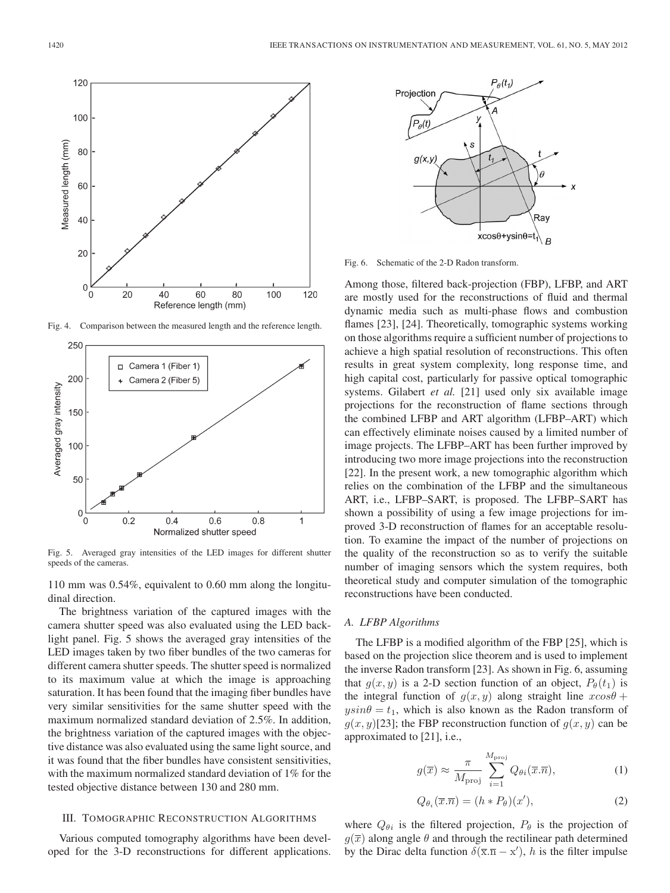Fig. 4. Comparison between the measured length and the reference length.

Fig. 5. Averaged gray intensities of the LED images for different shutter speeds of the cameras.

110 mm was 0.54%, equivalent to 0.60 mm along the longitudinal direction.

The brightness variation of the captured images with the camera shutter speed was also evaluated using the LED backlight panel. Fig. 5 shows the averaged gray intensities of the LED images taken by two fiber bundles of the two cameras for different camera shutter speeds. The shutter speed is normalized to its maximum value at which the image is approaching saturation. It has been found that the imaging fiber bundles have very similar sensitivities for the same shutter speed with the maximum normalized standard deviation of 2.5%. In addition, the brightness variation of the captured images with the objective distance was also evaluated using the same light source, and it was found that the fiber bundles have consistent sensitivities, with the maximum normalized standard deviation of 1% for the tested objective distance between 130 and 280 mm.

## III. Tomographic Reconstruction Algorithms

Various computed tomography algorithms have been developed for the 3-D reconstructions for different applications. Among those, filtered back-projection (FBP), LFBP, and ART are mostly used for the reconstructions of fluid and thermal dynamic media such as multi-phase flows and combustion flames [23], [24]. Theoretically, tomographic systems working on those algorithms require a sufficient number of projections to achieve a high spatial resolution of reconstructions. This often results in great system complexity, long response time, and high capital cost, particularly for passive optical tomographic systems. Gilabert *et al.* [21] used only six available image projections for the reconstruction of flame sections through the combined LFBP and ART algorithm (LFBP–ART) which can effectively eliminate noises caused by a limited number of image projects. The LFBP–ART has been further improved by introducing two more image projections into the reconstruction [22]. In the present work, a new tomographic algorithm which relies on the combination of the LFBP and the simultaneous ART, i.e., LFBP–SART, is proposed. The LFBP–SART has shown a possibility of using a few image projections for improved 3-D reconstruction of flames for an acceptable resolution. To examine the impact of the number of projections on the quality of the reconstruction so as to verify the suitable number of imaging sensors which the system requires, both theoretical study and computer simulation of the tomographic reconstructions have been conducted.

Fig. 6. Schematic of the 2-D Radon transform.

### A. LFBP Algorithms

The LFBP is a modified algorithm of the FBP [25], which is based on the projection slice theorem and is used to implement the inverse Radon transform [23]. As shown in Fig. 6, assuming that $g(x, y)$ is a 2-D section function of an object, $P_\theta(t_1)$ is the integral function of $g(x, y)$ along straight line $x cos\theta + y sin\theta = t_1$, which is also known as the Radon transform of $g(x, y)$[23]; the FBP reconstruction function of $g(x, y)$ can be approximated to [21], i.e.,

$$g(\overline{x}) \approx \frac{\pi}{M_{\mathrm{proj}}} \sum_{i=1}^{M_{\mathrm{proj}}} Q_{\theta i}(\overline{x}.\overline{n}), \tag{1}$$

$$Q_{\theta_i}(\overline{x}.\overline{n}) = (h * P_\theta)(x'), \tag{2}$$

where $Q_{\theta i}$ is the filtered projection, $P_\theta$ is the projection of $g(\overline{x})$ along angle $\theta$ and through the rectilinear path determined by the Dirac delta function $\delta(\overline{x}.\overline{n} - x')$, $h$ is the filter impulse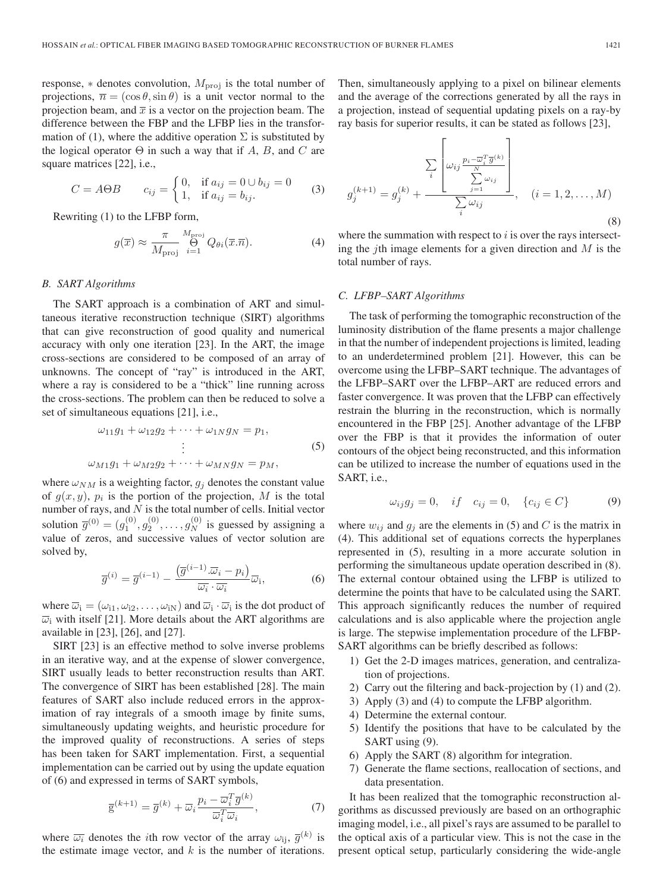response, $*$ denotes convolution, $M_{\text{proj}}$ is the total number of projections, $\overline{n} = (\cos\theta, \sin\theta)$ is a unit vector normal to the projection beam, and $\overline{x}$ is a vector on the projection beam. The difference between the FBP and the LFBP lies in the transformation of (1), where the additive operator $\Sigma$ is substituted by the logical operator $\Theta$ in such a way that if $A$, $B$, and $C$ are square matrices [22], i.e.,

$$C = A\Theta B \qquad c_{ij} = \begin{cases} 0, & \text{if } a_{ij} = 0 \cup b_{ij} = 0 \\ 1, & \text{if } a_{ij} = b_{ij}. \end{cases} \tag{3}$$

Rewriting (1) to the LFBP form,

$$g(\overline{x}) \approx \frac{\pi}{M_{\text{proj}}} \mathop{\Theta}_{i=1}^{M_{\text{proj}}} Q_{\theta i}(\overline{x}.\overline{n}). \tag{4}$$

### B. SART Algorithms

The SART approach is a combination of ART and simultaneous iterative reconstruction technique (SIRT) algorithms that can give reconstruction of good quality and numerical accuracy with only one iteration [23]. In the ART, the image cross-sections are considered to be composed of an array of unknowns. The concept of "ray" is introduced in the ART, where a ray is considered to be a "thick" line running across the cross-sections. The problem can then be reduced to solve a set of simultaneous equations [21], i.e.,

$$\begin{gathered} \omega_{11}g_1 + \omega_{12}g_2 + \cdots + \omega_{1N}g_N = p_1, \\ \vdots \\ \omega_{M1}g_1 + \omega_{M2}g_2 + \cdots + \omega_{MN}g_N = p_M, \end{gathered} \tag{5}$$

where $\omega_{NM}$ is a weighting factor, $g_j$ denotes the constant value of $g(x, y)$, $p_i$ is the portion of the projection, $M$ is the total number of rays, and $N$ is the total number of cells. Initial vector solution $\overline{g}^{(0)} = (g_1^{(0)}, g_2^{(0)}, \ldots, g_N^{(0)})$ is guessed by assigning a value of zeros, and successive values of vector solution are solved by,

$$\overline{g}^{(i)} = \overline{g}^{(i-1)} - \frac{\left(\overline{g}^{(i-1)}.\overline{\omega}_i - p_i\right)}{\overline{\omega_i} \cdot \overline{\omega_i}}\overline{\omega}_{\text{i}}, \tag{6}$$

where $\overline{\omega}_{\text{i}} = (\omega_{\text{i}1}, \omega_{\text{i}2}, \ldots, \omega_{\text{iN}})$ and $\overline{\omega}_{\text{i}} \cdot \overline{\omega}_{\text{i}}$ is the dot product of $\overline{\omega}_{\text{i}}$ with itself [21]. More details about the ART algorithms are available in [23], [26], and [27].

SIRT [23] is an effective method to solve inverse problems in an iterative way, and at the expense of slower convergence, SIRT usually leads to better reconstruction results than ART. The convergence of SIRT has been established [28]. The main features of SART also include reduced errors in the approximation of ray integrals of a smooth image by finite sums, simultaneously updating weights, and heuristic procedure for the improved quality of reconstructions. A series of steps has been taken for SART implementation. First, a sequential implementation can be carried out by using the update equation of (6) and expressed in terms of SART symbols,

$$\overline{\text{g}}^{(k+1)} = \overline{g}^{(k)} + \overline{\omega}_i \frac{p_i - \overline{\omega}_i^T \overline{g}^{(k)}}{\overline{\omega}_i^T \overline{\omega}_i}, \tag{7}$$

where $\overline{\omega_i}$ denotes the $i$th row vector of the array $\omega_{\text{ij}}$, $\overline{g}^{(k)}$ is the estimate image vector, and $k$ is the number of iterations. Then, simultaneously applying to a pixel on bilinear elements and the average of the corrections generated by all the rays in a projection, instead of sequential updating pixels on a ray-by ray basis for superior results, it can be stated as follows [23],

$$g_j^{(k+1)} = g_j^{(k)} + \frac{\sum\limits_i \left[\omega_{ij} \frac{p_i - \overline{\omega}_i^T \overline{g}^{(k)}}{\sum\limits_{j=1}^{N} \omega_{ij}}\right]}{\sum\limits_i \omega_{ij}}, \quad (i = 1, 2, \ldots, M) \tag{8}$$

where the summation with respect to $i$ is over the rays intersecting the $j$th image elements for a given direction and $M$ is the total number of rays.

### C. LFBP–SART Algorithms

The task of performing the tomographic reconstruction of the luminosity distribution of the flame presents a major challenge in that the number of independent projections is limited, leading to an underdetermined problem [21]. However, this can be overcome using the LFBP–SART technique. The advantages of the LFBP–SART over the LFBP–ART are reduced errors and faster convergence. It was proven that the LFBP can effectively restrain the blurring in the reconstruction, which is normally encountered in the FBP [25]. Another advantage of the LFBP over the FBP is that it provides the information of outer contours of the object being reconstructed, and this information can be utilized to increase the number of equations used in the SART, i.e.,

$$\omega_{ij} g_j = 0, \quad if \quad c_{ij} = 0, \quad \{c_{ij} \in C\} \tag{9}$$

where $w_{ij}$ and $g_j$ are the elements in (5) and $C$ is the matrix in (4). This additional set of equations corrects the hyperplanes represented in (5), resulting in a more accurate solution in performing the simultaneous update operation described in (8). The external contour obtained using the LFBP is utilized to determine the points that have to be calculated using the SART. This approach significantly reduces the number of required calculations and is also applicable where the projection angle is large. The stepwise implementation procedure of the LFBP-SART algorithms can be briefly described as follows:

1) Get the 2-D images matrices, generation, and centralization of projections.
2) Carry out the filtering and back-projection by (1) and (2).
3) Apply (3) and (4) to compute the LFBP algorithm.
4) Determine the external contour.
5) Identify the positions that have to be calculated by the SART using (9).
6) Apply the SART (8) algorithm for integration.
7) Generate the flame sections, reallocation of sections, and data presentation.

It has been realized that the tomographic reconstruction algorithms as discussed previously are based on an orthographic imaging model, i.e., all pixel's rays are assumed to be parallel to the optical axis of a particular view. This is not the case in the present optical setup, particularly considering the wide-angle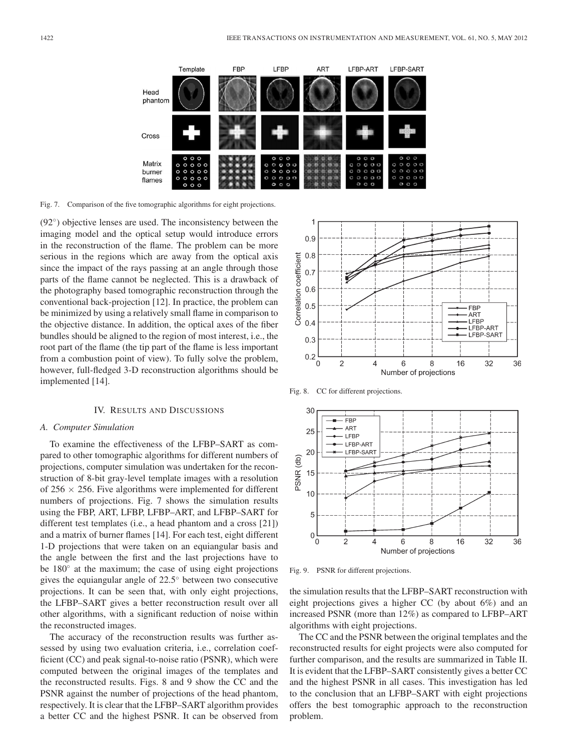Fig. 7. Comparison of the five tomographic algorithms for eight projections.

(92°) objective lenses are used. The inconsistency between the imaging model and the optical setup would introduce errors in the reconstruction of the flame. The problem can be more serious in the regions which are away from the optical axis since the impact of the rays passing at an angle through those parts of the flame cannot be neglected. This is a drawback of the photography based tomographic reconstruction through the conventional back-projection [12]. In practice, the problem can be minimized by using a relatively small flame in comparison to the objective distance. In addition, the optical axes of the fiber bundles should be aligned to the region of most interest, i.e., the root part of the flame (the tip part of the flame is less important from a combustion point of view). To fully solve the problem, however, full-fledged 3-D reconstruction algorithms should be implemented [14].

## IV. Results and Discussions

### A. Computer Simulation

To examine the effectiveness of the LFBP–SART as compared to other tomographic algorithms for different numbers of projections, computer simulation was undertaken for the reconstruction of 8-bit gray-level template images with a resolution of 256 × 256. Five algorithms were implemented for different numbers of projections. Fig. 7 shows the simulation results using the FBP, ART, LFBP, LFBP–ART, and LFBP–SART for different test templates (i.e., a head phantom and a cross [21]) and a matrix of burner flames [14]. For each test, eight different 1-D projections that were taken on an equiangular basis and the angle between the first and the last projections have to be 180° at the maximum; the case of using eight projections gives the equiangular angle of 22.5° between two consecutive projections. It can be seen that, with only eight projections, the LFBP–SART gives a better reconstruction result over all other algorithms, with a significant reduction of noise within the reconstructed images.

The accuracy of the reconstruction results was further assessed by using two evaluation criteria, i.e., correlation coefficient (CC) and peak signal-to-noise ratio (PSNR), which were computed between the original images of the templates and the reconstructed results. Figs. 8 and 9 show the CC and the PSNR against the number of projections of the head phantom, respectively. It is clear that the LFBP–SART algorithm provides a better CC and the highest PSNR. It can be observed from the simulation results that the LFBP–SART reconstruction with eight projections gives a higher CC (by about 6%) and an increased PSNR (more than 12%) as compared to LFBP–ART algorithms with eight projections.

Fig. 8. CC for different projections.

Fig. 9. PSNR for different projections.

The CC and the PSNR between the original templates and the reconstructed results for eight projects were also computed for further comparison, and the results are summarized in Table II. It is evident that the LFBP–SART consistently gives a better CC and the highest PSNR in all cases. This investigation has led to the conclusion that an LFBP–SART with eight projections offers the best tomographic approach to the reconstruction problem.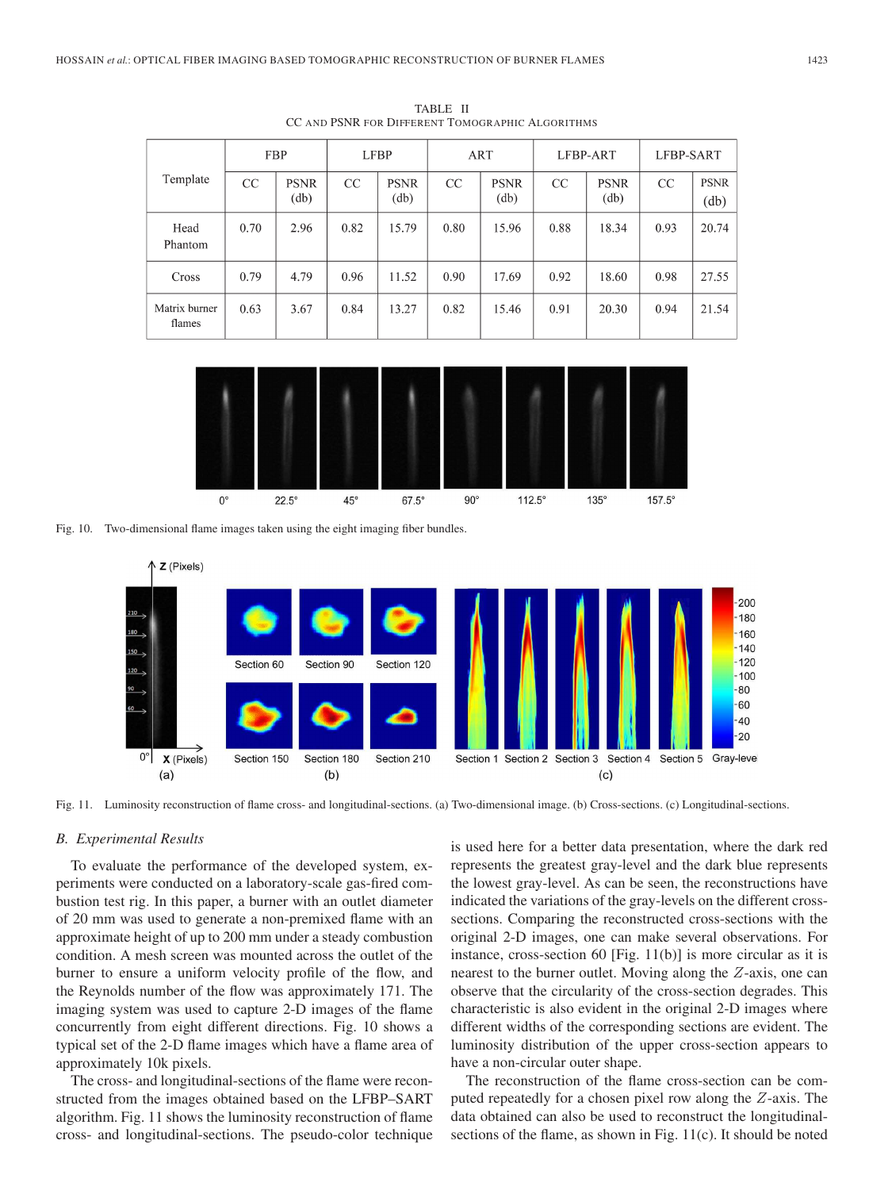TABLE II
CC AND PSNR FOR DIFFERENT TOMOGRAPHIC ALGORITHMS

| Template | FBP | | LFBP | | ART | | LFBP-ART | | LFBP-SART | |
|---|---|---|---|---|---|---|---|---|---|---|
| | CC | PSNR (db) | CC | PSNR (db) | CC | PSNR (db) | CC | PSNR (db) | CC | PSNR (db) |
| Head Phantom | 0.70 | 2.96 | 0.82 | 15.79 | 0.80 | 15.96 | 0.88 | 18.34 | 0.93 | 20.74 |
| Cross | 0.79 | 4.79 | 0.96 | 11.52 | 0.90 | 17.69 | 0.92 | 18.60 | 0.98 | 27.55 |
| Matrix burner flames | 0.63 | 3.67 | 0.84 | 13.27 | 0.82 | 15.46 | 0.91 | 20.30 | 0.94 | 21.54 |

Fig. 10. Two-dimensional flame images taken using the eight imaging fiber bundles.

Fig. 11. Luminosity reconstruction of flame cross- and longitudinal-sections. (a) Two-dimensional image. (b) Cross-sections. (c) Longitudinal-sections.

### B. Experimental Results

To evaluate the performance of the developed system, experiments were conducted on a laboratory-scale gas-fired combustion test rig. In this paper, a burner with an outlet diameter of 20 mm was used to generate a non-premixed flame with an approximate height of up to 200 mm under a steady combustion condition. A mesh screen was mounted across the outlet of the burner to ensure a uniform velocity profile of the flow, and the Reynolds number of the flow was approximately 171. The imaging system was used to capture 2-D images of the flame concurrently from eight different directions. Fig. 10 shows a typical set of the 2-D flame images which have a flame area of approximately 10k pixels.

The cross- and longitudinal-sections of the flame were reconstructed from the images obtained based on the LFBP–SART algorithm. Fig. 11 shows the luminosity reconstruction of flame cross- and longitudinal-sections. The pseudo-color technique is used here for a better data presentation, where the dark red represents the greatest gray-level and the dark blue represents the lowest gray-level. As can be seen, the reconstructions have indicated the variations of the gray-levels on the different cross-sections. Comparing the reconstructed cross-sections with the original 2-D images, one can make several observations. For instance, cross-section 60 [Fig. 11(b)] is more circular as it is nearest to the burner outlet. Moving along the $Z$-axis, one can observe that the circularity of the cross-section degrades. This characteristic is also evident in the original 2-D images where different widths of the corresponding sections are evident. The luminosity distribution of the upper cross-section appears to have a non-circular outer shape.

The reconstruction of the flame cross-section can be computed repeatedly for a chosen pixel row along the $Z$-axis. The data obtained can also be used to reconstruct the longitudinal-sections of the flame, as shown in Fig. 11(c). It should be noted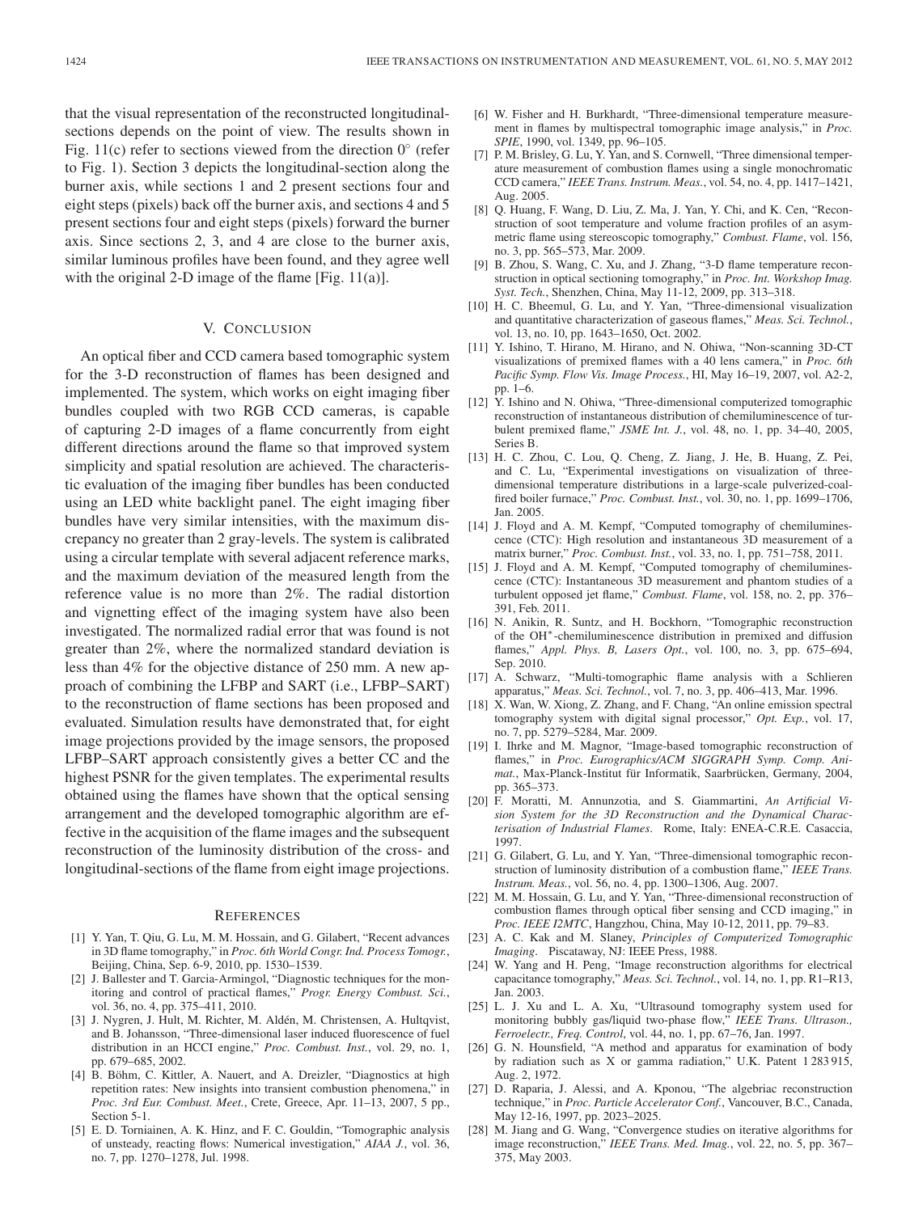that the visual representation of the reconstructed longitudinal-sections depends on the point of view. The results shown in Fig. 11(c) refer to sections viewed from the direction 0° (refer to Fig. 1). Section 3 depicts the longitudinal-section along the burner axis, while sections 1 and 2 present sections four and eight steps (pixels) back off the burner axis, and sections 4 and 5 present sections four and eight steps (pixels) forward the burner axis. Since sections 2, 3, and 4 are close to the burner axis, similar luminous profiles have been found, and they agree well with the original 2-D image of the flame [Fig. 11(a)].

## V. Conclusion

An optical fiber and CCD camera based tomographic system for the 3-D reconstruction of flames has been designed and implemented. The system, which works on eight imaging fiber bundles coupled with two RGB CCD cameras, is capable of capturing 2-D images of a flame concurrently from eight different directions around the flame so that improved system simplicity and spatial resolution are achieved. The characteristic evaluation of the imaging fiber bundles has been conducted using an LED white backlight panel. The eight imaging fiber bundles have very similar intensities, with the maximum discrepancy no greater than 2 gray-levels. The system is calibrated using a circular template with several adjacent reference marks, and the maximum deviation of the measured length from the reference value is no more than 2%. The radial distortion and vignetting effect of the imaging system have also been investigated. The normalized radial error that was found is not greater than 2%, where the normalized standard deviation is less than 4% for the objective distance of 250 mm. A new approach of combining the LFBP and SART (i.e., LFBP–SART) to the reconstruction of flame sections has been proposed and evaluated. Simulation results have demonstrated that, for eight image projections provided by the image sensors, the proposed LFBP–SART approach consistently gives a better CC and the highest PSNR for the given templates. The experimental results obtained using the flames have shown that the optical sensing arrangement and the developed tomographic algorithm are effective in the acquisition of the flame images and the subsequent reconstruction of the luminosity distribution of the cross- and longitudinal-sections of the flame from eight image projections.

## References

[1] Y. Yan, T. Qiu, G. Lu, M. M. Hossain, and G. Gilabert, "Recent advances in 3D flame tomography," in *Proc. 6th World Congr. Ind. Process Tomogr.*, Beijing, China, Sep. 6-9, 2010, pp. 1530–1539.

[2] J. Ballester and T. Garcia-Armingol, "Diagnostic techniques for the monitoring and control of practical flames," *Progr. Energy Combust. Sci.*, vol. 36, no. 4, pp. 375–411, 2010.

[3] J. Nygren, J. Hult, M. Richter, M. Aldén, M. Christensen, A. Hultqvist, and B. Johansson, "Three-dimensional laser induced fluorescence of fuel distribution in an HCCI engine," *Proc. Combust. Inst.*, vol. 29, no. 1, pp. 679–685, 2002.

[4] B. Böhm, C. Kittler, A. Nauert, and A. Dreizler, "Diagnostics at high repetition rates: New insights into transient combustion phenomena," in *Proc. 3rd Eur. Combust. Meet.*, Crete, Greece, Apr. 11–13, 2007, 5 pp., Section 5-1.

[5] E. D. Torniainen, A. K. Hinz, and F. C. Gouldin, "Tomographic analysis of unsteady, reacting flows: Numerical investigation," *AIAA J.*, vol. 36, no. 7, pp. 1270–1278, Jul. 1998.

[6] W. Fisher and H. Burkhardt, "Three-dimensional temperature measurement in flames by multispectral tomographic image analysis," in *Proc. SPIE*, 1990, vol. 1349, pp. 96–105.

[7] P. M. Brisley, G. Lu, Y. Yan, and S. Cornwell, "Three dimensional temperature measurement of combustion flames using a single monochromatic CCD camera," *IEEE Trans. Instrum. Meas.*, vol. 54, no. 4, pp. 1417–1421, Aug. 2005.

[8] Q. Huang, F. Wang, D. Liu, Z. Ma, J. Yan, Y. Chi, and K. Cen, "Reconstruction of soot temperature and volume fraction profiles of an asymmetric flame using stereoscopic tomography," *Combust. Flame*, vol. 156, no. 3, pp. 565–573, Mar. 2009.

[9] B. Zhou, S. Wang, C. Xu, and J. Zhang, "3-D flame temperature reconstruction in optical sectioning tomography," in *Proc. Int. Workshop Imag. Syst. Tech.*, Shenzhen, China, May 11-12, 2009, pp. 313–318.

[10] H. C. Bheemul, G. Lu, and Y. Yan, "Three-dimensional visualization and quantitative characterization of gaseous flames," *Meas. Sci. Technol.*, vol. 13, no. 10, pp. 1643–1650, Oct. 2002.

[11] Y. Ishino, T. Hirano, M. Hirano, and N. Ohiwa, "Non-scanning 3D-CT visualizations of premixed flames with a 40 lens camera," in *Proc. 6th Pacific Symp. Flow Vis. Image Process.*, HI, May 16–19, 2007, vol. A2-2, pp. 1–6.

[12] Y. Ishino and N. Ohiwa, "Three-dimensional computerized tomographic reconstruction of instantaneous distribution of chemiluminescence of turbulent premixed flame," *JSME Int. J.*, vol. 48, no. 1, pp. 34–40, 2005, Series B.

[13] H. C. Zhou, C. Lou, Q. Cheng, Z. Jiang, J. He, B. Huang, Z. Pei, and C. Lu, "Experimental investigations on visualization of three-dimensional temperature distributions in a large-scale pulverized-coal-fired boiler furnace," *Proc. Combust. Inst.*, vol. 30, no. 1, pp. 1699–1706, Jan. 2005.

[14] J. Floyd and A. M. Kempf, "Computed tomography of chemiluminescence (CTC): High resolution and instantaneous 3D measurement of a matrix burner," *Proc. Combust. Inst.*, vol. 33, no. 1, pp. 751–758, 2011.

[15] J. Floyd and A. M. Kempf, "Computed tomography of chemiluminescence (CTC): Instantaneous 3D measurement and phantom studies of a turbulent opposed jet flame," *Combust. Flame*, vol. 158, no. 2, pp. 376–391, Feb. 2011.

[16] N. Anikin, R. Suntz, and H. Bockhorn, "Tomographic reconstruction of the OH*-chemiluminescence distribution in premixed and diffusion flames," *Appl. Phys. B, Lasers Opt.*, vol. 100, no. 3, pp. 675–694, Sep. 2010.

[17] A. Schwarz, "Multi-tomographic flame analysis with a Schlieren apparatus," *Meas. Sci. Technol.*, vol. 7, no. 3, pp. 406–413, Mar. 1996.

[18] X. Wan, W. Xiong, Z. Zhang, and F. Chang, "An online emission spectral tomography system with digital signal processor," *Opt. Exp.*, vol. 17, no. 7, pp. 5279–5284, Mar. 2009.

[19] I. Ihrke and M. Magnor, "Image-based tomographic reconstruction of flames," in *Proc. Eurographics/ACM SIGGRAPH Symp. Comp. Animat.*, Max-Planck-Institut für Informatik, Saarbrücken, Germany, 2004, pp. 365–373.

[20] F. Moratti, M. Annunzotia, and S. Giammartini, *An Artificial Vision System for the 3D Reconstruction and the Dynamical Characterisation of Industrial Flames*. Rome, Italy: ENEA-C.R.E. Casaccia, 1997.

[21] G. Gilabert, G. Lu, and Y. Yan, "Three-dimensional tomographic reconstruction of luminosity distribution of a combustion flame," *IEEE Trans. Instrum. Meas.*, vol. 56, no. 4, pp. 1300–1306, Aug. 2007.

[22] M. M. Hossain, G. Lu, and Y. Yan, "Three-dimensional reconstruction of combustion flames through optical fiber sensing and CCD imaging," in *Proc. IEEE I2MTC*, Hangzhou, China, May 10-12, 2011, pp. 79–83.

[23] A. C. Kak and M. Slaney, *Principles of Computerized Tomographic Imaging*. Piscataway, NJ: IEEE Press, 1988.

[24] W. Yang and H. Peng, "Image reconstruction algorithms for electrical capacitance tomography," *Meas. Sci. Technol.*, vol. 14, no. 1, pp. R1–R13, Jan. 2003.

[25] L. J. Xu and L. A. Xu, "Ultrasound tomography system used for monitoring bubbly gas/liquid two-phase flow," *IEEE Trans. Ultrason., Ferroelectr., Freq. Control*, vol. 44, no. 1, pp. 67–76, Jan. 1997.

[26] G. N. Hounsfield, "A method and apparatus for examination of body by radiation such as X or gamma radiation," U.K. Patent 1 283 915, Aug. 2, 1972.

[27] D. Raparia, J. Alessi, and A. Kponou, "The algebriac reconstruction technique," in *Proc. Particle Accelerator Conf.*, Vancouver, B.C., Canada, May 12-16, 1997, pp. 2023–2025.

[28] M. Jiang and G. Wang, "Convergence studies on iterative algorithms for image reconstruction," *IEEE Trans. Med. Imag.*, vol. 22, no. 5, pp. 367–375, May 2003.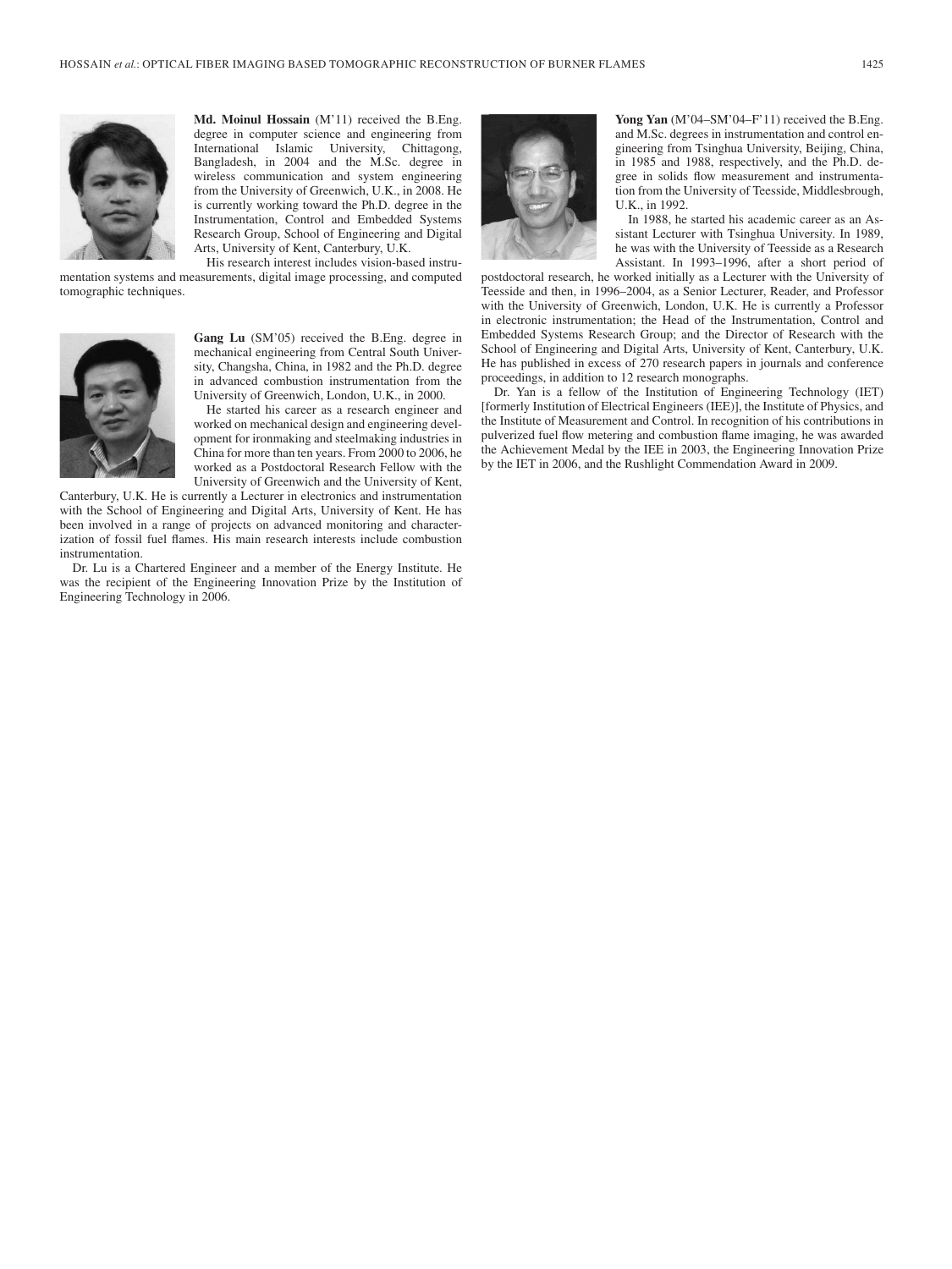**Md. Moinul Hossain** (M'11) received the B.Eng. degree in computer science and engineering from International Islamic University, Chittagong, Bangladesh, in 2004 and the M.Sc. degree in wireless communication and system engineering from the University of Greenwich, U.K., in 2008. He is currently working toward the Ph.D. degree in the Instrumentation, Control and Embedded Systems Research Group, School of Engineering and Digital Arts, University of Kent, Canterbury, U.K.

His research interest includes vision-based instrumentation systems and measurements, digital image processing, and computed tomographic techniques.

**Gang Lu** (SM'05) received the B.Eng. degree in mechanical engineering from Central South University, Changsha, China, in 1982 and the Ph.D. degree in advanced combustion instrumentation from the University of Greenwich, London, U.K., in 2000.

He started his career as a research engineer and worked on mechanical design and engineering development for ironmaking and steelmaking industries in China for more than ten years. From 2000 to 2006, he worked as a Postdoctoral Research Fellow with the University of Greenwich and the University of Kent, Canterbury, U.K. He is currently a Lecturer in electronics and instrumentation with the School of Engineering and Digital Arts, University of Kent. He has been involved in a range of projects on advanced monitoring and characterization of fossil fuel flames. His main research interests include combustion instrumentation.

Dr. Lu is a Chartered Engineer and a member of the Energy Institute. He was the recipient of the Engineering Innovation Prize by the Institution of Engineering Technology in 2006.

**Yong Yan** (M'04–SM'04–F'11) received the B.Eng. and M.Sc. degrees in instrumentation and control engineering from Tsinghua University, Beijing, China, in 1985 and 1988, respectively, and the Ph.D. degree in solids flow measurement and instrumentation from the University of Teesside, Middlesbrough, U.K., in 1992.

In 1988, he started his academic career as an Assistant Lecturer with Tsinghua University. In 1989, he was with the University of Teesside as a Research Assistant. In 1993–1996, after a short period of postdoctoral research, he worked initially as a Lecturer with the University of Teesside and then, in 1996–2004, as a Senior Lecturer, Reader, and Professor with the University of Greenwich, London, U.K. He is currently a Professor in electronic instrumentation; the Head of the Instrumentation, Control and Embedded Systems Research Group; and the Director of Research with the School of Engineering and Digital Arts, University of Kent, Canterbury, U.K. He has published in excess of 270 research papers in journals and conference proceedings, in addition to 12 research monographs.

Dr. Yan is a fellow of the Institution of Engineering Technology (IET) [formerly Institution of Electrical Engineers (IEE)], the Institute of Physics, and the Institute of Measurement and Control. In recognition of his contributions in pulverized fuel flow metering and combustion flame imaging, he was awarded the Achievement Medal by the IEE in 2003, the Engineering Innovation Prize by the IET in 2006, and the Rushlight Commendation Award in 2009.